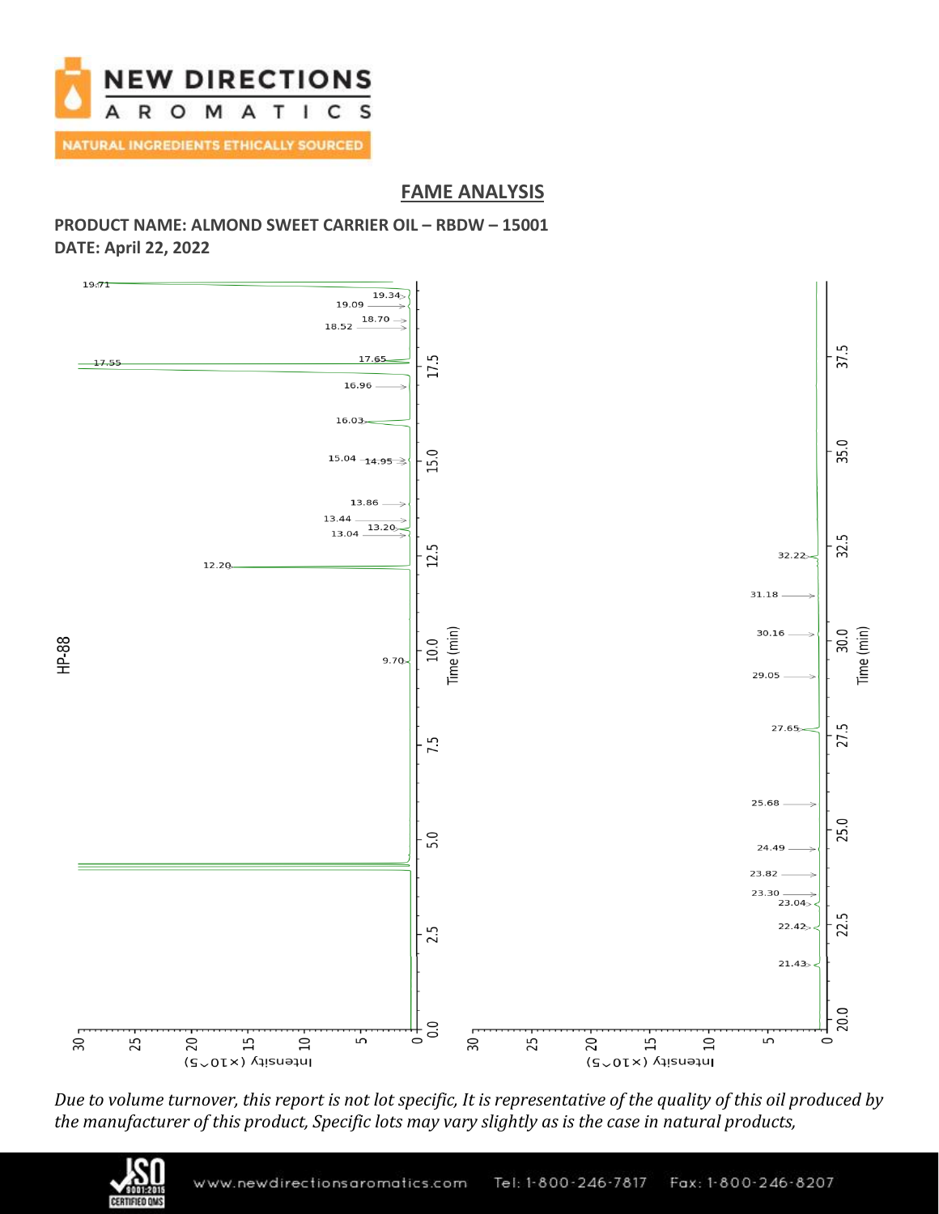# FAME ANALYSIS

**PRODUCT NAME: ALMOND SWEET CARRIER OIL – RBDW – 15001**
**DATE: April 22, 2022**

HP-88

Time (min)

Intensity (x10^5)

19.71, 19.34, 19.09, 18.70, 18.52, 17.65, 17.55, 16.96, 16.03, 15.04, 14.95, 13.86, 13.44, 13.20, 13.04, 12.20, 9.70

32.22, 31.18, 30.16, 29.05, 27.65, 25.68, 24.49, 23.82, 23.30, 23.04, 22.42, 21.43

*Due to volume turnover, this report is not lot specific, It is representative of the quality of this oil produced by the manufacturer of this product, Specific lots may vary slightly as is the case in natural products,*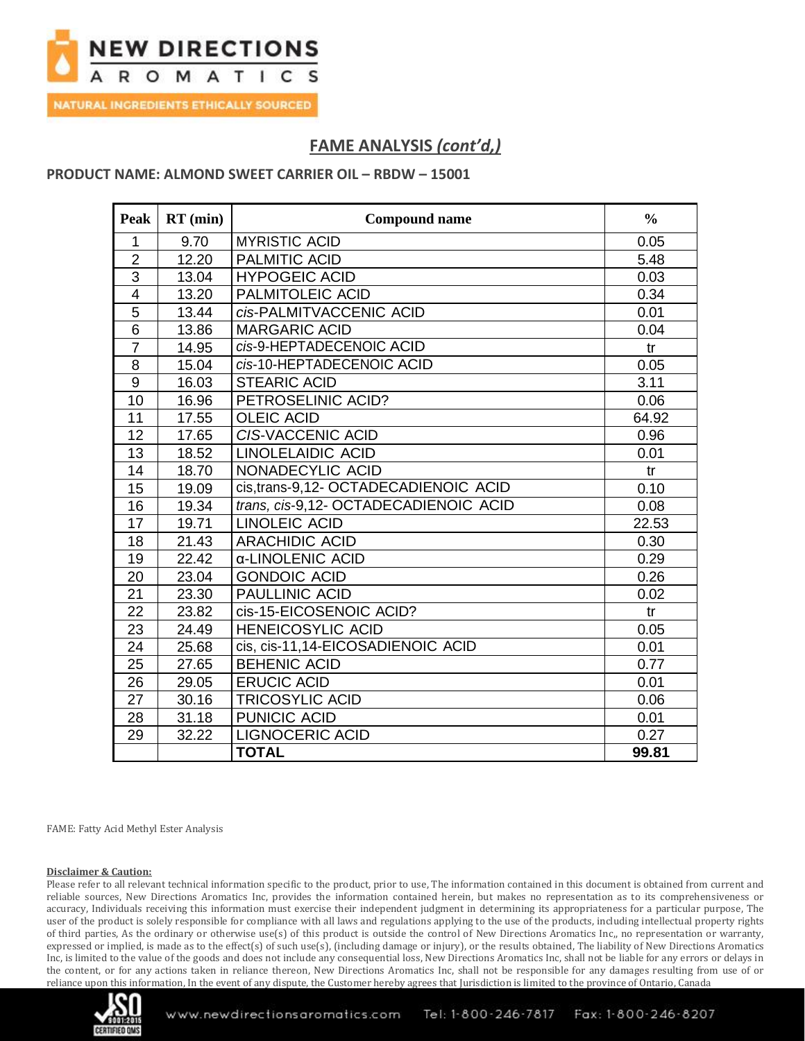## FAME ANALYSIS *(cont'd,)*

**PRODUCT NAME: ALMOND SWEET CARRIER OIL – RBDW – 15001**

| Peak | RT (min) | Compound name | % |
|---|---|---|---|
| 1 | 9.70 | MYRISTIC ACID | 0.05 |
| 2 | 12.20 | PALMITIC ACID | 5.48 |
| 3 | 13.04 | HYPOGEIC ACID | 0.03 |
| 4 | 13.20 | PALMITOLEIC ACID | 0.34 |
| 5 | 13.44 | *cis*-PALMITVACCENIC ACID | 0.01 |
| 6 | 13.86 | MARGARIC ACID | 0.04 |
| 7 | 14.95 | *cis*-9-HEPTADECENOIC ACID | tr |
| 8 | 15.04 | *cis*-10-HEPTADECENOIC ACID | 0.05 |
| 9 | 16.03 | STEARIC ACID | 3.11 |
| 10 | 16.96 | PETROSELINIC ACID? | 0.06 |
| 11 | 17.55 | OLEIC ACID | 64.92 |
| 12 | 17.65 | *CIS*-VACCENIC ACID | 0.96 |
| 13 | 18.52 | LINOLELAIDIC ACID | 0.01 |
| 14 | 18.70 | NONADECYLIC ACID | tr |
| 15 | 19.09 | cis,trans-9,12- OCTADECADIENOIC ACID | 0.10 |
| 16 | 19.34 | *trans, cis*-9,12- OCTADECADIENOIC ACID | 0.08 |
| 17 | 19.71 | LINOLEIC ACID | 22.53 |
| 18 | 21.43 | ARACHIDIC ACID | 0.30 |
| 19 | 22.42 | α-LINOLENIC ACID | 0.29 |
| 20 | 23.04 | GONDOIC ACID | 0.26 |
| 21 | 23.30 | PAULLINIC ACID | 0.02 |
| 22 | 23.82 | cis-15-EICOSENOIC ACID? | tr |
| 23 | 24.49 | HENEICOSYLIC ACID | 0.05 |
| 24 | 25.68 | cis, cis-11,14-EICOSADIENOIC ACID | 0.01 |
| 25 | 27.65 | BEHENIC ACID | 0.77 |
| 26 | 29.05 | ERUCIC ACID | 0.01 |
| 27 | 30.16 | TRICOSYLIC ACID | 0.06 |
| 28 | 31.18 | PUNICIC ACID | 0.01 |
| 29 | 32.22 | LIGNOCERIC ACID | 0.27 |
| | | **TOTAL** | **99.81** |

FAME: Fatty Acid Methyl Ester Analysis

**Disclaimer & Caution:**

Please refer to all relevant technical information specific to the product, prior to use, The information contained in this document is obtained from current and reliable sources, New Directions Aromatics Inc, provides the information contained herein, but makes no representation as to its comprehensiveness or accuracy, Individuals receiving this information must exercise their independent judgment in determining its appropriateness for a particular purpose, The user of the product is solely responsible for compliance with all laws and regulations applying to the use of the products, including intellectual property rights of third parties, As the ordinary or otherwise use(s) of this product is outside the control of New Directions Aromatics Inc,, no representation or warranty, expressed or implied, is made as to the effect(s) of such use(s), (including damage or injury), or the results obtained, The liability of New Directions Aromatics Inc, is limited to the value of the goods and does not include any consequential loss, New Directions Aromatics Inc, shall not be liable for any errors or delays in the content, or for any actions taken in reliance thereon, New Directions Aromatics Inc, shall not be responsible for any damages resulting from use of or reliance upon this information, In the event of any dispute, the Customer hereby agrees that Jurisdiction is limited to the province of Ontario, Canada